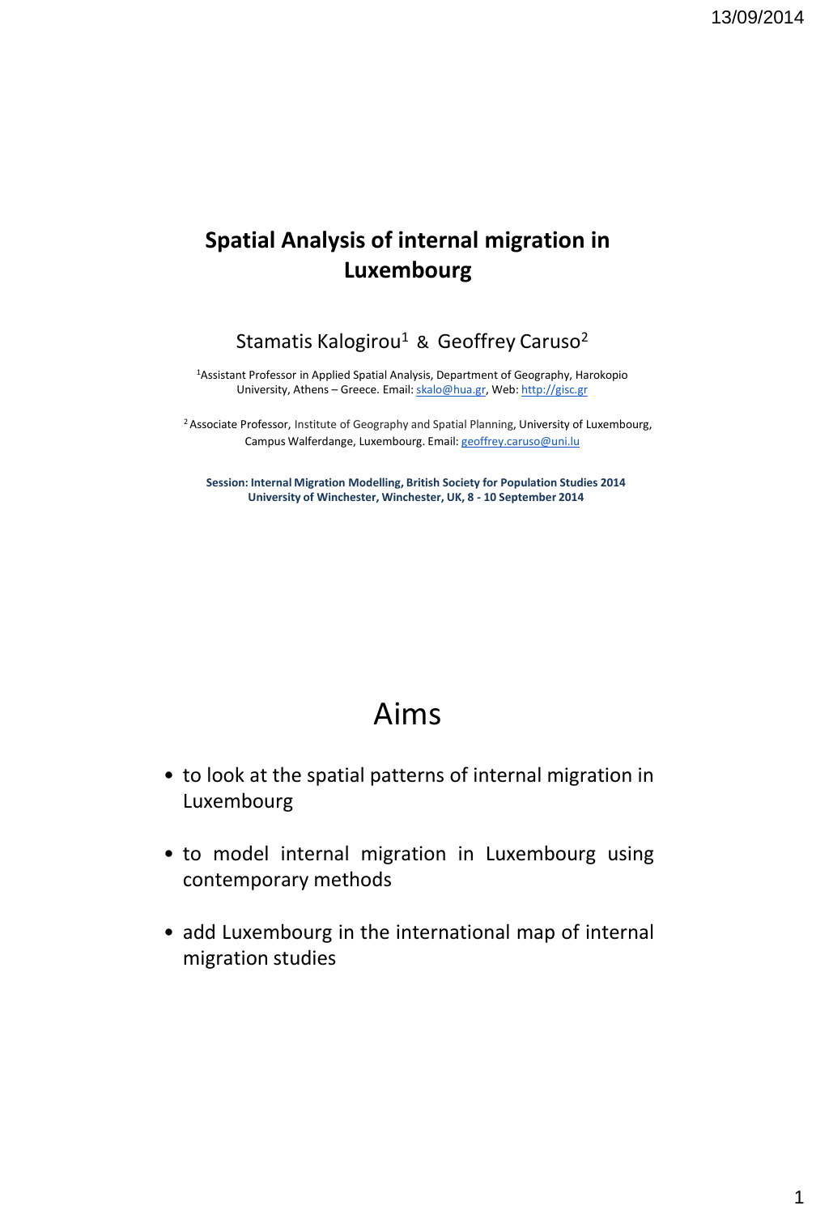# Spatial Analysis of internal migration in Luxembourg

Stamatis Kalogirou[1] & Geoffrey Caruso[2]

[1]Assistant Professor in Applied Spatial Analysis, Department of Geography, Harokopio University, Athens – Greece. Email: skalo@hua.gr, Web: http://gisc.gr

[2] Associate Professor, Institute of Geography and Spatial Planning, University of Luxembourg, Campus Walferdange, Luxembourg. Email: geoffrey.caruso@uni.lu

**Session: Internal Migration Modelling, British Society for Population Studies 2014**
**University of Winchester, Winchester, UK, 8 - 10 September 2014**

## Aims

- to look at the spatial patterns of internal migration in Luxembourg
- to model internal migration in Luxembourg using contemporary methods
- add Luxembourg in the international map of internal migration studies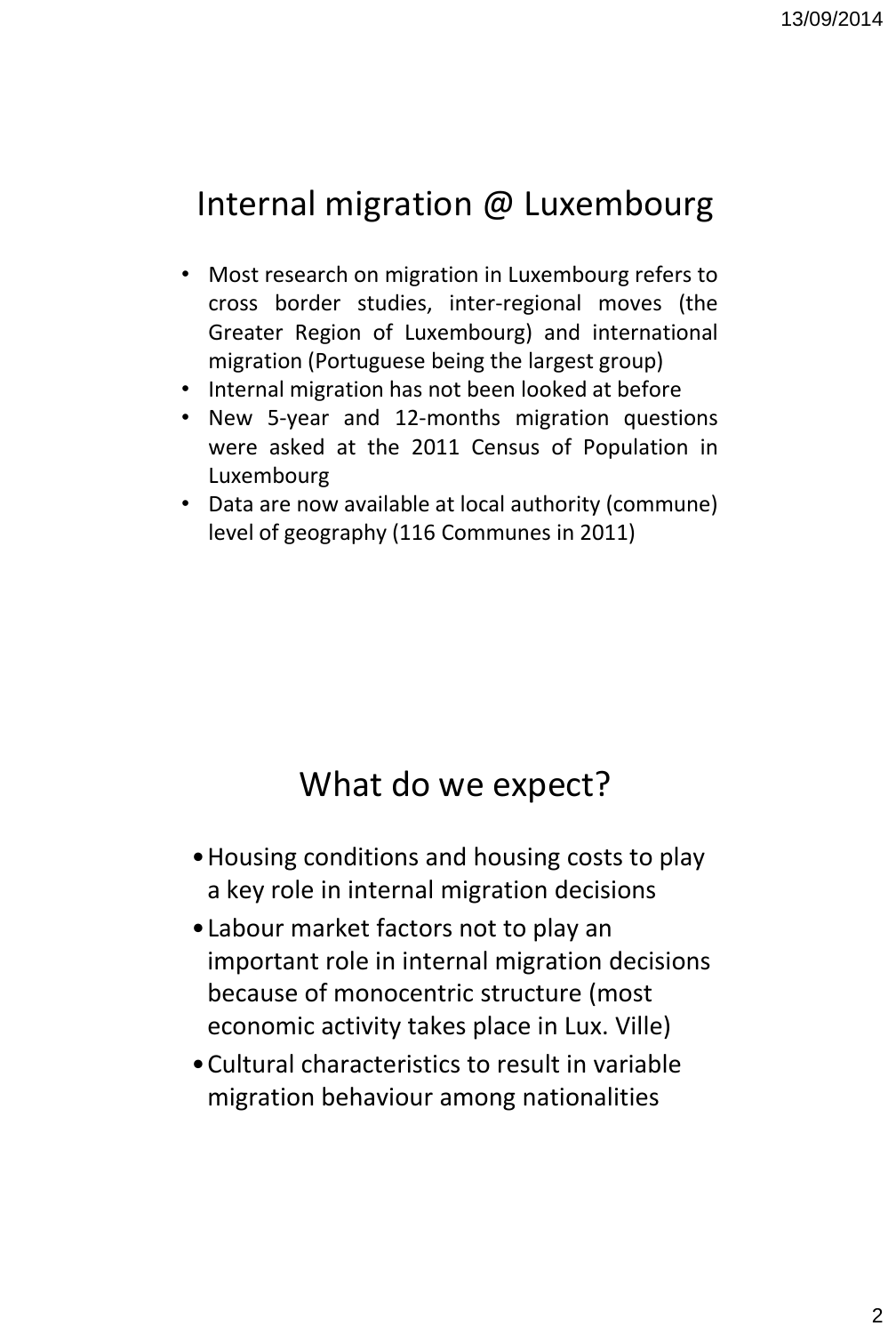# Internal migration @ Luxembourg

- Most research on migration in Luxembourg refers to cross border studies, inter-regional moves (the Greater Region of Luxembourg) and international migration (Portuguese being the largest group)
- Internal migration has not been looked at before
- New 5-year and 12-months migration questions were asked at the 2011 Census of Population in Luxembourg
- Data are now available at local authority (commune) level of geography (116 Communes in 2011)

# What do we expect?

- Housing conditions and housing costs to play a key role in internal migration decisions
- Labour market factors not to play an important role in internal migration decisions because of monocentric structure (most economic activity takes place in Lux. Ville)
- Cultural characteristics to result in variable migration behaviour among nationalities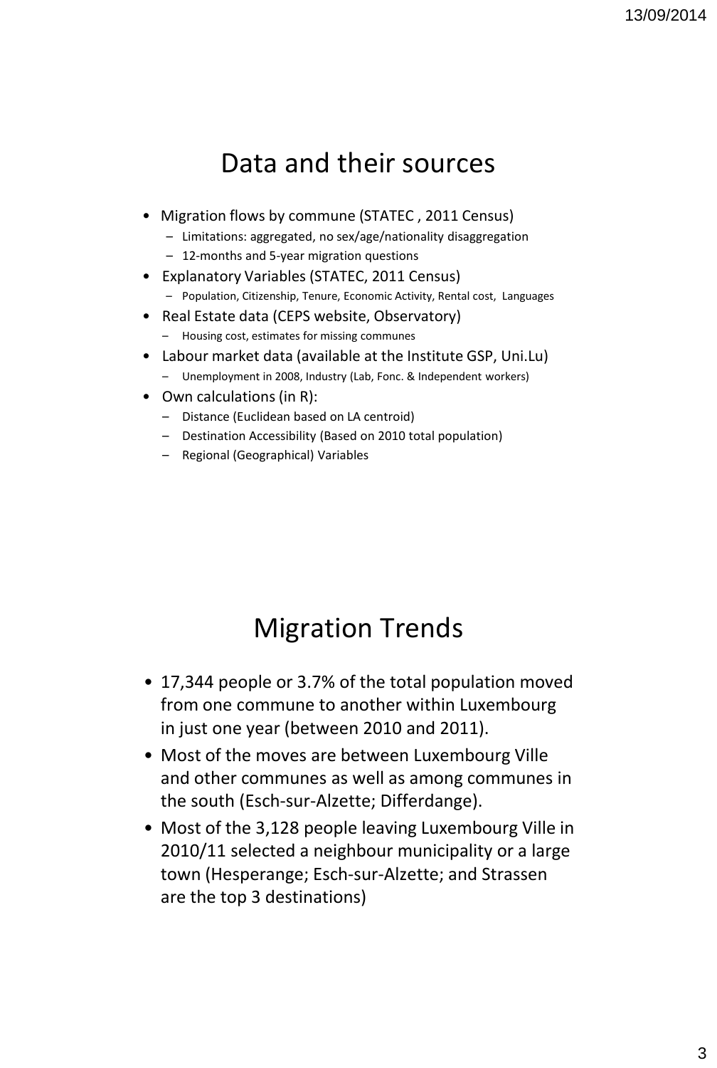# Data and their sources

- Migration flows by commune (STATEC , 2011 Census)
  - Limitations: aggregated, no sex/age/nationality disaggregation
  - 12-months and 5-year migration questions
- Explanatory Variables (STATEC, 2011 Census)
  - Population, Citizenship, Tenure, Economic Activity, Rental cost, Languages
- Real Estate data (CEPS website, Observatory)
  - Housing cost, estimates for missing communes
- Labour market data (available at the Institute GSP, Uni.Lu)
  - Unemployment in 2008, Industry (Lab, Fonc. & Independent workers)
- Own calculations (in R):
  - Distance (Euclidean based on LA centroid)
  - Destination Accessibility (Based on 2010 total population)
  - Regional (Geographical) Variables

# Migration Trends

- 17,344 people or 3.7% of the total population moved from one commune to another within Luxembourg in just one year (between 2010 and 2011).
- Most of the moves are between Luxembourg Ville and other communes as well as among communes in the south (Esch-sur-Alzette; Differdange).
- Most of the 3,128 people leaving Luxembourg Ville in 2010/11 selected a neighbour municipality or a large town (Hesperange; Esch-sur-Alzette; and Strassen are the top 3 destinations)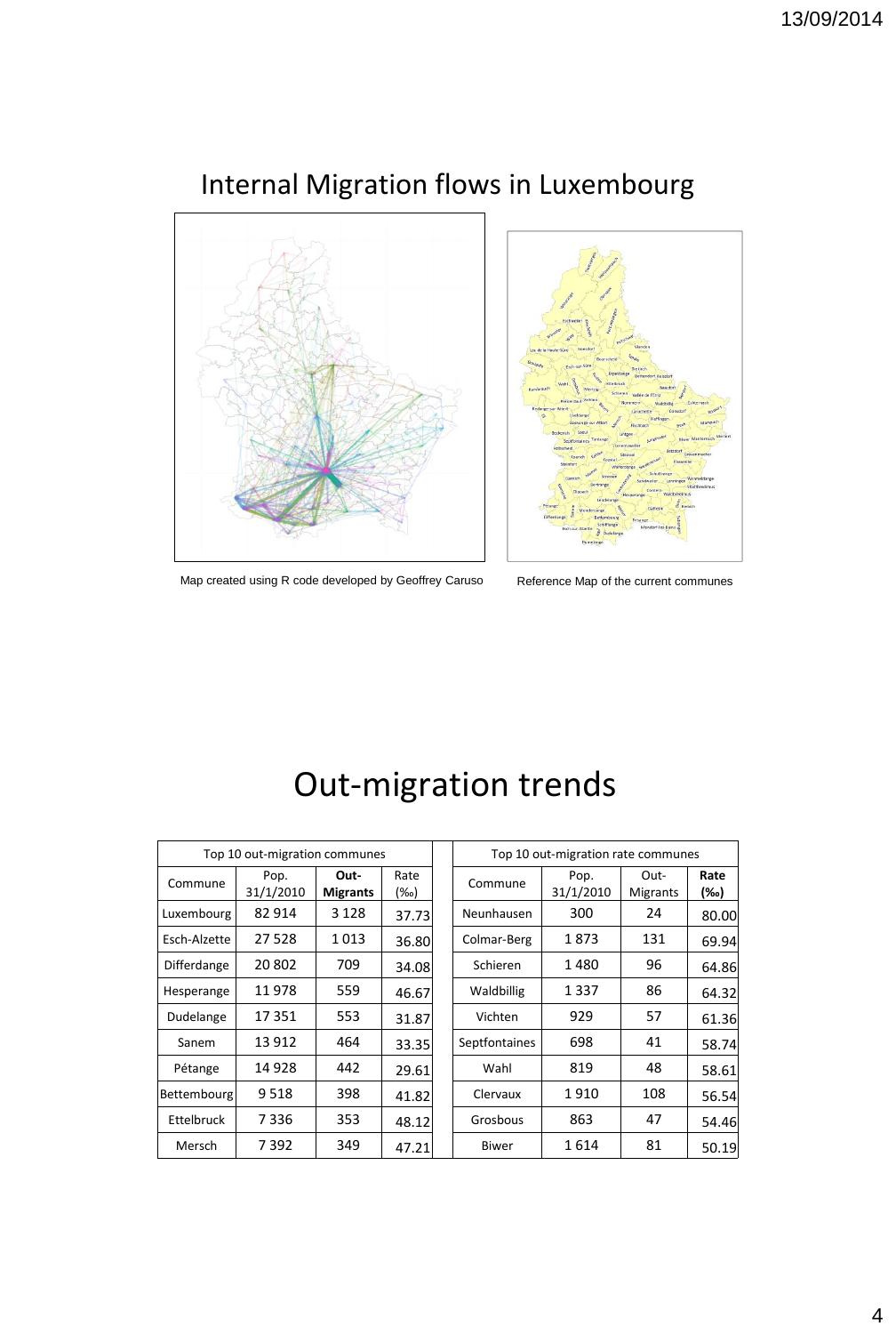# Internal Migration flows in Luxembourg

Map created using R code developed by Geoffrey Caruso

Reference Map of the current communes

# Out-migration trends

| Top 10 out-migration communes | | | | | Top 10 out-migration rate communes | | | |
|---|---|---|---|---|---|---|---|---|
| Commune | Pop. 31/1/2010 | **Out-Migrants** | Rate (‰) | | Commune | Pop. 31/1/2010 | Out-Migrants | **Rate (‰)** |
| Luxembourg | 82 914 | 3 128 | 37.73 | | Neunhausen | 300 | 24 | 80.00 |
| Esch-Alzette | 27 528 | 1 013 | 36.80 | | Colmar-Berg | 1 873 | 131 | 69.94 |
| Differdange | 20 802 | 709 | 34.08 | | Schieren | 1 480 | 96 | 64.86 |
| Hesperange | 11 978 | 559 | 46.67 | | Waldbillig | 1 337 | 86 | 64.32 |
| Dudelange | 17 351 | 553 | 31.87 | | Vichten | 929 | 57 | 61.36 |
| Sanem | 13 912 | 464 | 33.35 | | Septfontaines | 698 | 41 | 58.74 |
| Pétange | 14 928 | 442 | 29.61 | | Wahl | 819 | 48 | 58.61 |
| Bettembourg | 9 518 | 398 | 41.82 | | Clervaux | 1 910 | 108 | 56.54 |
| Ettelbruck | 7 336 | 353 | 48.12 | | Grosbous | 863 | 47 | 54.46 |
| Mersch | 7 392 | 349 | 47.21 | | Biwer | 1 614 | 81 | 50.19 |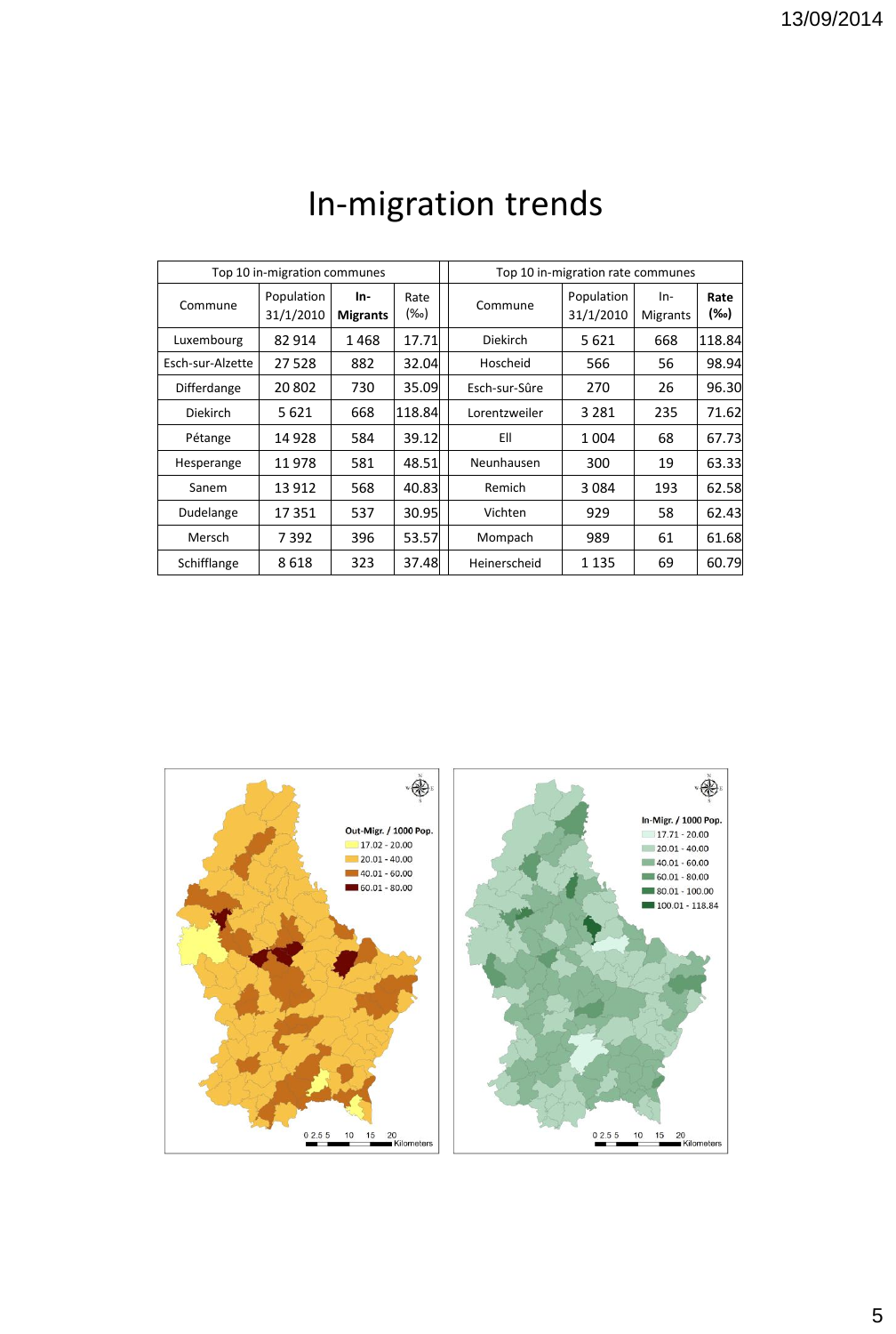# In-migration trends

| Top 10 in-migration communes | | | | | Top 10 in-migration rate communes | | | |
|---|---|---|---|---|---|---|---|---|
| Commune | Population 31/1/2010 | **In-Migrants** | Rate (‰) | | Commune | Population 31/1/2010 | In-Migrants | **Rate (‰)** |
| Luxembourg | 82 914 | 1 468 | 17.71 | | Diekirch | 5 621 | 668 | 118.84 |
| Esch-sur-Alzette | 27 528 | 882 | 32.04 | | Hoscheid | 566 | 56 | 98.94 |
| Differdange | 20 802 | 730 | 35.09 | | Esch-sur-Sûre | 270 | 26 | 96.30 |
| Diekirch | 5 621 | 668 | 118.84 | | Lorentzweiler | 3 281 | 235 | 71.62 |
| Pétange | 14 928 | 584 | 39.12 | | Ell | 1 004 | 68 | 67.73 |
| Hesperange | 11 978 | 581 | 48.51 | | Neunhausen | 300 | 19 | 63.33 |
| Sanem | 13 912 | 568 | 40.83 | | Remich | 3 084 | 193 | 62.58 |
| Dudelange | 17 351 | 537 | 30.95 | | Vichten | 929 | 58 | 62.43 |
| Mersch | 7 392 | 396 | 53.57 | | Mompach | 989 | 61 | 61.68 |
| Schifflange | 8 618 | 323 | 37.48 | | Heinerscheid | 1 135 | 69 | 60.79 |

Out-Migr. / 1000 Pop.
- 17.02 - 20.00
- 20.01 - 40.00
- 40.01 - 60.00
- 60.01 - 80.00

0 2.5 5 10 15 20 Kilometers

In-Migr. / 1000 Pop.
- 17.71 - 20.00
- 20.01 - 40.00
- 40.01 - 60.00
- 60.01 - 80.00
- 80.01 - 100.00
- 100.01 - 118.84

0 2.5 5 10 15 20 Kilometers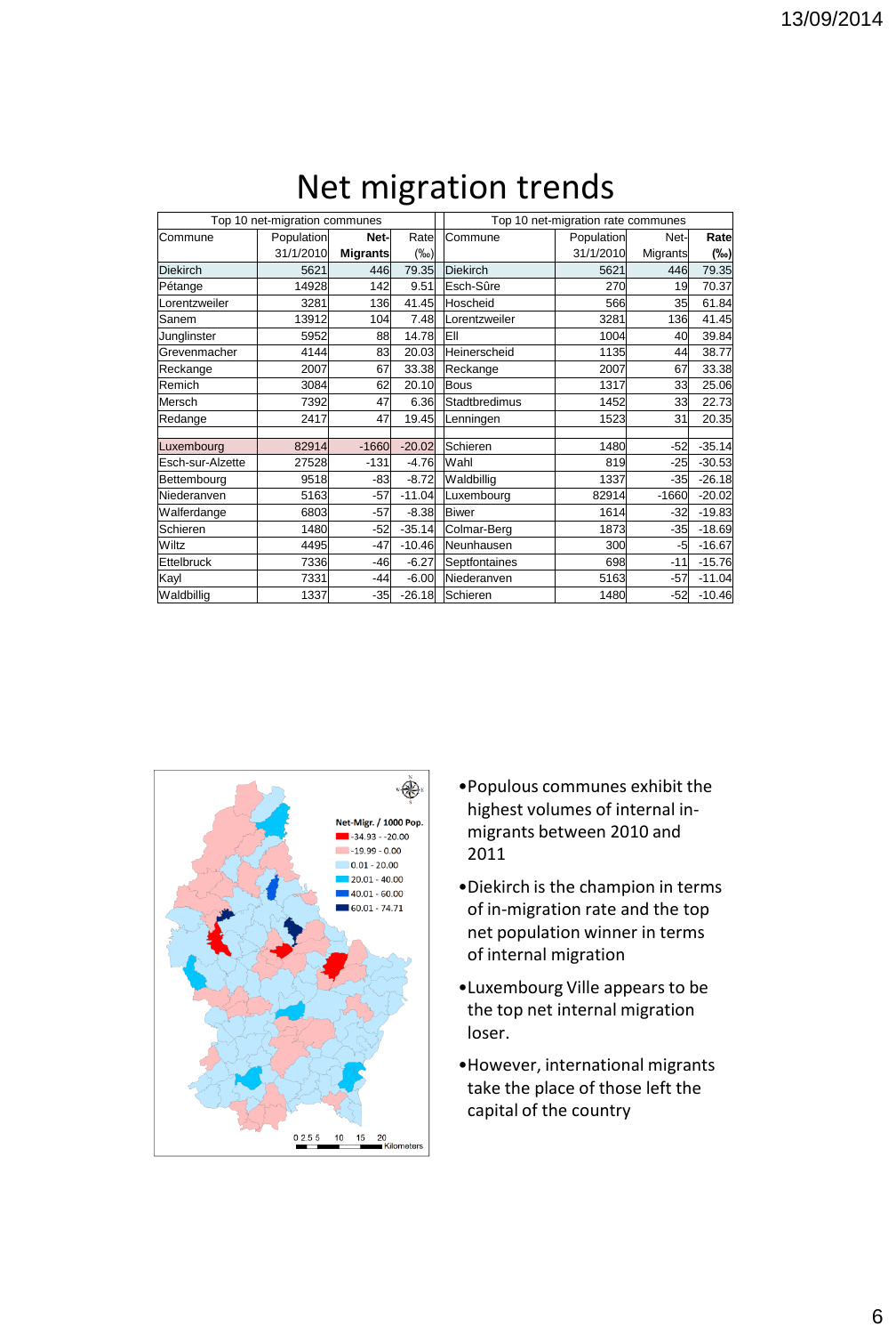# Net migration trends

| Top 10 net-migration communes | | | | Top 10 net-migration rate communes | | | |
|---|---|---|---|---|---|---|---|
| Commune | Population 31/1/2010 | **Net-Migrants** | Rate (‰) | Commune | Population 31/1/2010 | Net-Migrants | **Rate (‰)** |
| Diekirch | 5621 | 446 | 79.35 | Diekirch | 5621 | 446 | 79.35 |
| Pétange | 14928 | 142 | 9.51 | Esch-Sûre | 270 | 19 | 70.37 |
| Lorentzweiler | 3281 | 136 | 41.45 | Hoscheid | 566 | 35 | 61.84 |
| Sanem | 13912 | 104 | 7.48 | Lorentzweiler | 3281 | 136 | 41.45 |
| Junglinster | 5952 | 88 | 14.78 | Ell | 1004 | 40 | 39.84 |
| Grevenmacher | 4144 | 83 | 20.03 | Heinerscheid | 1135 | 44 | 38.77 |
| Reckange | 2007 | 67 | 33.38 | Reckange | 2007 | 67 | 33.38 |
| Remich | 3084 | 62 | 20.10 | Bous | 1317 | 33 | 25.06 |
| Mersch | 7392 | 47 | 6.36 | Stadtbredimus | 1452 | 33 | 22.73 |
| Redange | 2417 | 47 | 19.45 | Lenningen | 1523 | 31 | 20.35 |
| | | | | | | | |
| Luxembourg | 82914 | -1660 | -20.02 | Schieren | 1480 | -52 | -35.14 |
| Esch-sur-Alzette | 27528 | -131 | -4.76 | Wahl | 819 | -25 | -30.53 |
| Bettembourg | 9518 | -83 | -8.72 | Waldbillig | 1337 | -35 | -26.18 |
| Niederanven | 5163 | -57 | -11.04 | Luxembourg | 82914 | -1660 | -20.02 |
| Walferdange | 6803 | -57 | -8.38 | Biwer | 1614 | -32 | -19.83 |
| Schieren | 1480 | -52 | -35.14 | Colmar-Berg | 1873 | -35 | -18.69 |
| Wiltz | 4495 | -47 | -10.46 | Neunhausen | 300 | -5 | -16.67 |
| Ettelbruck | 7336 | -46 | -6.27 | Septfontaines | 698 | -11 | -15.76 |
| Kayl | 7331 | -44 | -6.00 | Niederanven | 5163 | -57 | -11.04 |
| Waldbillig | 1337 | -35 | -26.18 | Schieren | 1480 | -52 | -10.46 |

Net-Migr. / 1000 Pop.
- -34.93 - -20.00
- -19.99 - 0.00
- 0.01 - 20.00
- 20.01 - 40.00
- 40.01 - 60.00
- 60.01 - 74.71

0 2.5 5 10 15 20 Kilometers

- Populous communes exhibit the highest volumes of internal in-migrants between 2010 and 2011
- Diekirch is the champion in terms of in-migration rate and the top net population winner in terms of internal migration
- Luxembourg Ville appears to be the top net internal migration loser.
- However, international migrants take the place of those left the capital of the country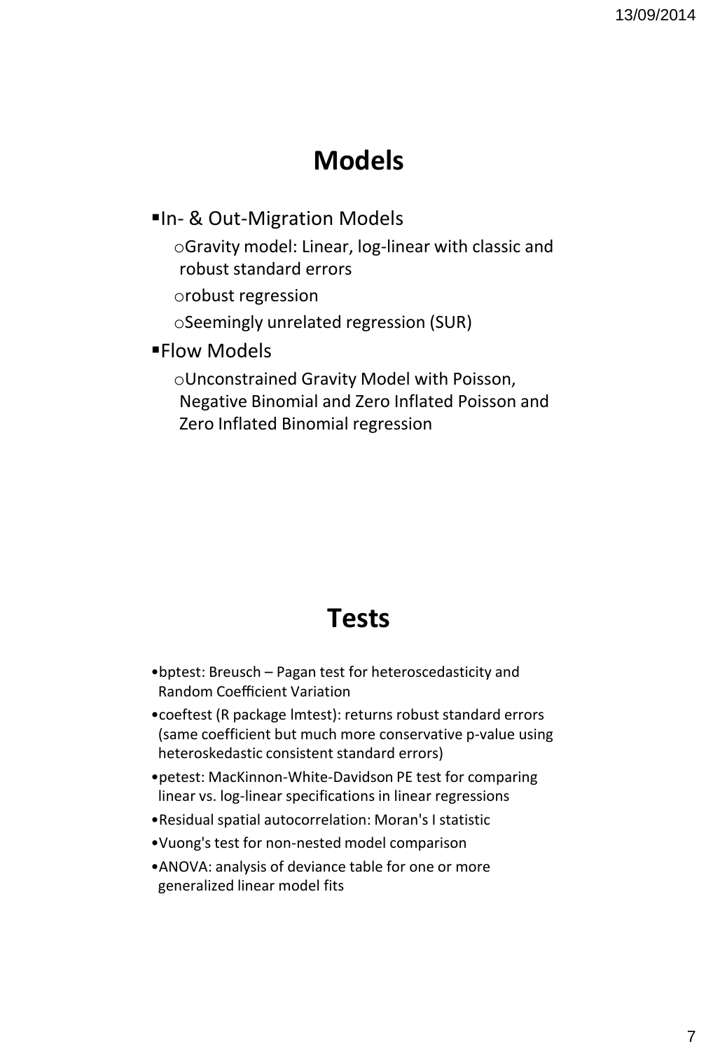# Models

- In- & Out-Migration Models
  - Gravity model: Linear, log-linear with classic and robust standard errors
  - robust regression
  - Seemingly unrelated regression (SUR)
- Flow Models
  - Unconstrained Gravity Model with Poisson, Negative Binomial and Zero Inflated Poisson and Zero Inflated Binomial regression

# Tests

- bptest: Breusch – Pagan test for heteroscedasticity and Random Coefficient Variation
- coeftest (R package lmtest): returns robust standard errors (same coefficient but much more conservative p-value using heteroskedastic consistent standard errors)
- petest: MacKinnon-White-Davidson PE test for comparing linear vs. log-linear specifications in linear regressions
- Residual spatial autocorrelation: Moran's I statistic
- Vuong's test for non-nested model comparison
- ANOVA: analysis of deviance table for one or more generalized linear model fits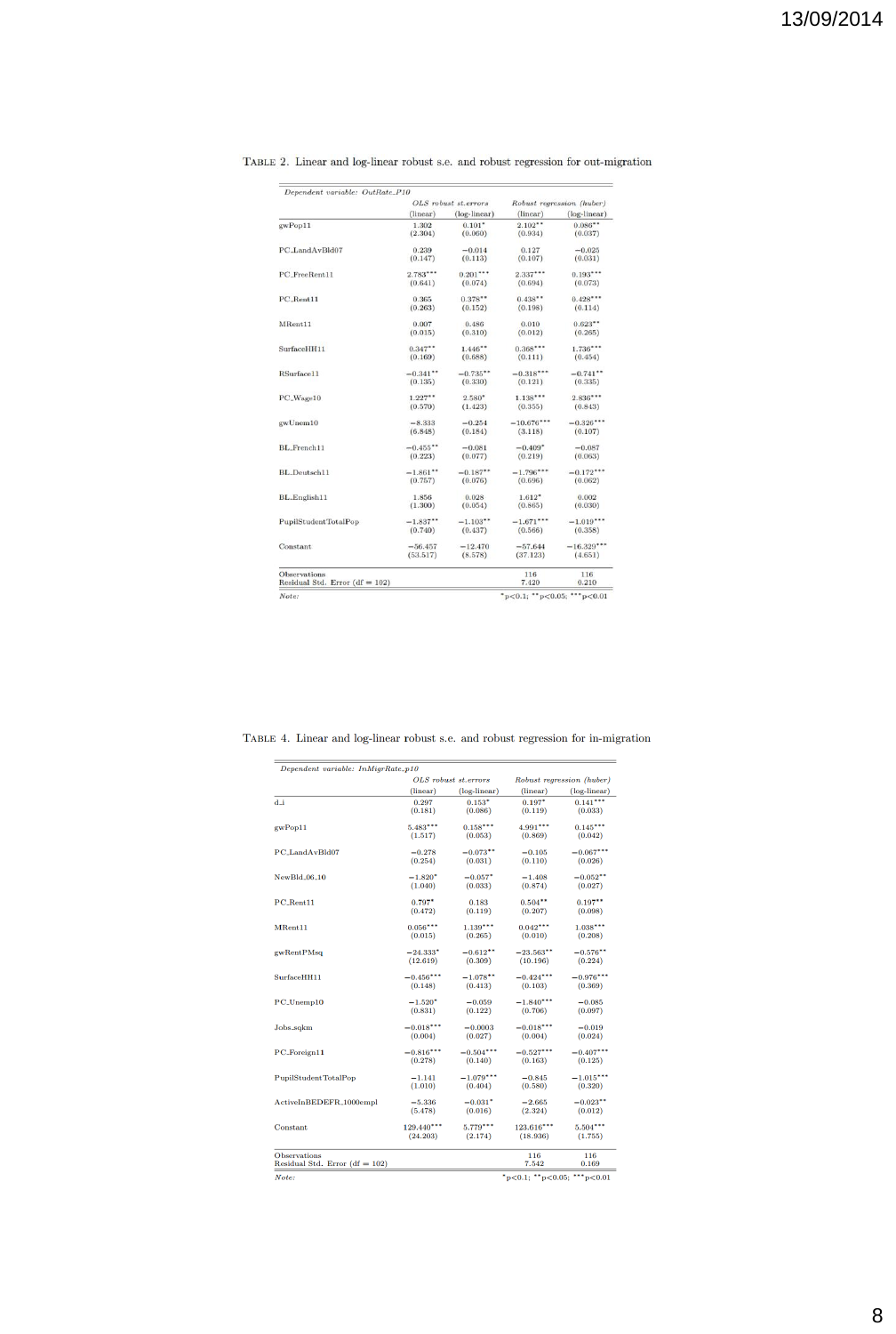Table 2. Linear and log-linear robust s.e. and robust regression for out-migration

| *Dependent variable: OutRate_P10* | OLS robust st.errors | | Robust regression (huber) | |
|---|---|---|---|---|
| | (linear) | (log-linear) | (linear) | (log-linear) |
| gwPop11 | 1.302 | 0.101* | 2.102** | 0.086** |
| | (2.304) | (0.060) | (0.934) | (0.037) |
| PC_LandAvBld07 | 0.239 | −0.014 | 0.127 | −0.025 |
| | (0.147) | (0.113) | (0.107) | (0.031) |
| PC_FreeRent11 | 2.783*** | 0.201*** | 2.337*** | 0.193*** |
| | (0.641) | (0.074) | (0.694) | (0.073) |
| PC_Rent11 | 0.365 | 0.378** | 0.438** | 0.428*** |
| | (0.263) | (0.152) | (0.198) | (0.114) |
| MRent11 | 0.007 | 0.486 | 0.010 | 0.623** |
| | (0.015) | (0.310) | (0.012) | (0.265) |
| SurfaceHH11 | 0.347** | 1.446** | 0.368*** | 1.736*** |
| | (0.169) | (0.688) | (0.111) | (0.454) |
| RSurface11 | −0.341** | −0.735** | −0.318*** | −0.741** |
| | (0.135) | (0.330) | (0.121) | (0.335) |
| PC_Wage10 | 1.227** | 2.580* | 1.138*** | 2.836*** |
| | (0.570) | (1.423) | (0.355) | (0.843) |
| gwUnem10 | −8.333 | −0.254 | −10.676*** | −0.326*** |
| | (6.848) | (0.184) | (3.118) | (0.107) |
| BL_French11 | −0.455** | −0.081 | −0.409* | −0.087 |
| | (0.223) | (0.077) | (0.219) | (0.063) |
| BL_Deutsch11 | −1.861** | −0.187** | −1.796*** | −0.172*** |
| | (0.757) | (0.076) | (0.696) | (0.062) |
| BL_English11 | 1.856 | 0.028 | 1.612* | 0.002 |
| | (1.300) | (0.054) | (0.865) | (0.030) |
| PupilStudentTotalPop | −1.837** | −1.103** | −1.671*** | −1.019*** |
| | (0.740) | (0.437) | (0.566) | (0.358) |
| Constant | −56.457 | −12.470 | −57.644 | −16.329*** |
| | (53.517) | (8.578) | (37.123) | (4.651) |
| Observations | | | 116 | 116 |
| Residual Std. Error (df = 102) | | | 7.420 | 0.210 |
| *Note:* | | | | *p<0.1; **p<0.05; ***p<0.01 |

Table 4. Linear and log-linear robust s.e. and robust regression for in-migration

| *Dependent variable: InMigrRate_p10* | OLS robust st.errors | | Robust regression (huber) | |
|---|---|---|---|---|
| | (linear) | (log-linear) | (linear) | (log-linear) |
| d_i | 0.297 | 0.153* | 0.197* | 0.141*** |
| | (0.181) | (0.086) | (0.119) | (0.033) |
| gwPop11 | 5.483*** | 0.158*** | 4.991*** | 0.145*** |
| | (1.517) | (0.053) | (0.869) | (0.042) |
| PC_LandAvBld07 | −0.278 | −0.073** | −0.105 | −0.067*** |
| | (0.254) | (0.031) | (0.110) | (0.026) |
| NewBld_06_10 | −1.820* | −0.057* | −1.408 | −0.052** |
| | (1.040) | (0.033) | (0.874) | (0.027) |
| PC_Rent11 | 0.797* | 0.183 | 0.504** | 0.197** |
| | (0.472) | (0.119) | (0.207) | (0.098) |
| MRent11 | 0.056*** | 1.139*** | 0.042*** | 1.038*** |
| | (0.015) | (0.265) | (0.010) | (0.208) |
| gwRentPMsq | −24.333* | −0.612** | −23.563** | −0.576** |
| | (12.619) | (0.309) | (10.196) | (0.224) |
| SurfaceHH11 | −0.456*** | −1.078** | −0.424*** | −0.976*** |
| | (0.148) | (0.413) | (0.103) | (0.369) |
| PC_Unemp10 | −1.520* | −0.059 | −1.840*** | −0.085 |
| | (0.831) | (0.122) | (0.706) | (0.097) |
| Jobs_sqkm | −0.018*** | −0.0003 | −0.018*** | −0.019 |
| | (0.004) | (0.027) | (0.004) | (0.024) |
| PC_Foreign11 | −0.816*** | −0.504*** | −0.527*** | −0.407*** |
| | (0.278) | (0.140) | (0.163) | (0.125) |
| PupilStudentTotalPop | −1.141 | −1.079*** | −0.845 | −1.015*** |
| | (1.010) | (0.404) | (0.580) | (0.320) |
| ActiveInBEDEFR_1000empl | −5.336 | −0.031* | −2.665 | −0.023** |
| | (5.478) | (0.016) | (2.324) | (0.012) |
| Constant | 129.440*** | 5.779*** | 123.616*** | 5.504*** |
| | (24.203) | (2.174) | (18.936) | (1.755) |
| Observations | | | 116 | 116 |
| Residual Std. Error (df = 102) | | | 7.542 | 0.169 |
| *Note:* | | | | *p<0.1; **p<0.05; ***p<0.01 |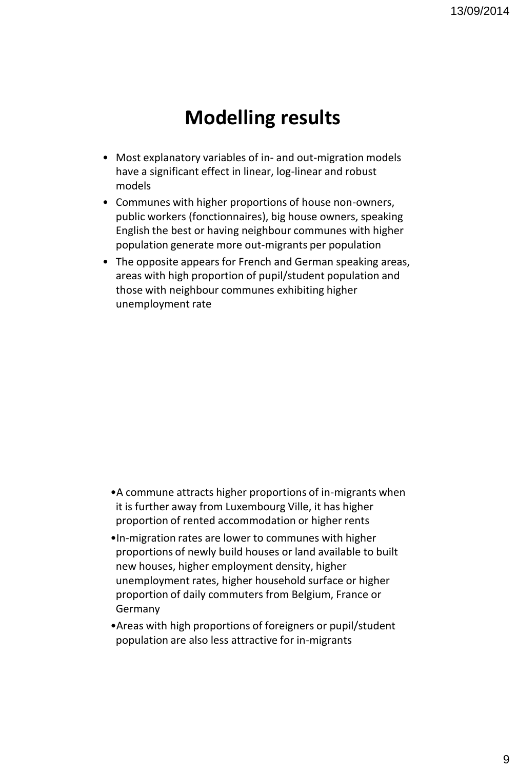# Modelling results

- Most explanatory variables of in- and out-migration models have a significant effect in linear, log-linear and robust models
- Communes with higher proportions of house non-owners, public workers (fonctionnaires), big house owners, speaking English the best or having neighbour communes with higher population generate more out-migrants per population
- The opposite appears for French and German speaking areas, areas with high proportion of pupil/student population and those with neighbour communes exhibiting higher unemployment rate

- A commune attracts higher proportions of in-migrants when it is further away from Luxembourg Ville, it has higher proportion of rented accommodation or higher rents
- In-migration rates are lower to communes with higher proportions of newly build houses or land available to built new houses, higher employment density, higher unemployment rates, higher household surface or higher proportion of daily commuters from Belgium, France or Germany
- Areas with high proportions of foreigners or pupil/student population are also less attractive for in-migrants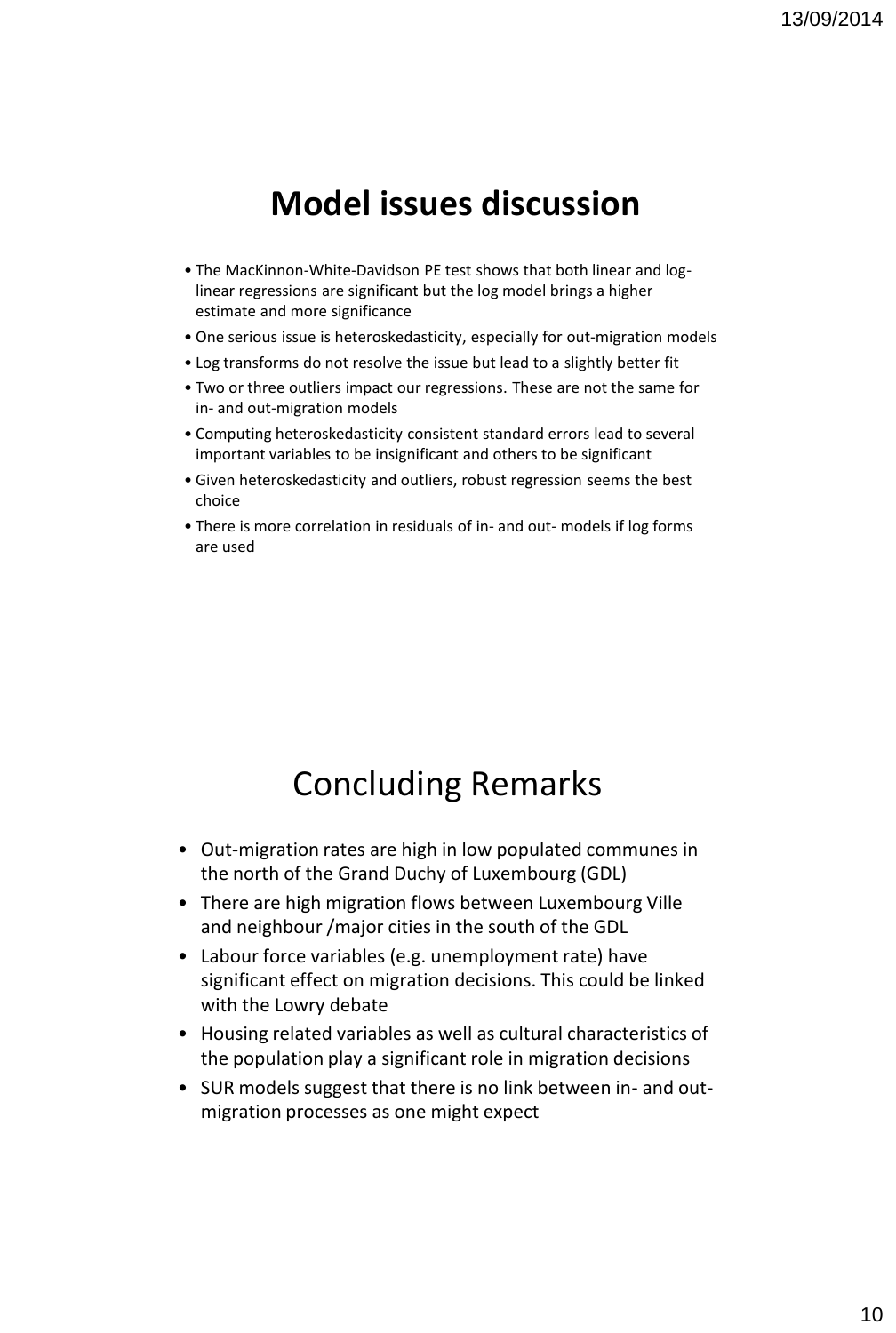# Model issues discussion

- The MacKinnon-White-Davidson PE test shows that both linear and log-linear regressions are significant but the log model brings a higher estimate and more significance
- One serious issue is heteroskedasticity, especially for out-migration models
- Log transforms do not resolve the issue but lead to a slightly better fit
- Two or three outliers impact our regressions. These are not the same for in- and out-migration models
- Computing heteroskedasticity consistent standard errors lead to several important variables to be insignificant and others to be significant
- Given heteroskedasticity and outliers, robust regression seems the best choice
- There is more correlation in residuals of in- and out- models if log forms are used

# Concluding Remarks

- Out-migration rates are high in low populated communes in the north of the Grand Duchy of Luxembourg (GDL)
- There are high migration flows between Luxembourg Ville and neighbour /major cities in the south of the GDL
- Labour force variables (e.g. unemployment rate) have significant effect on migration decisions. This could be linked with the Lowry debate
- Housing related variables as well as cultural characteristics of the population play a significant role in migration decisions
- SUR models suggest that there is no link between in- and out-migration processes as one might expect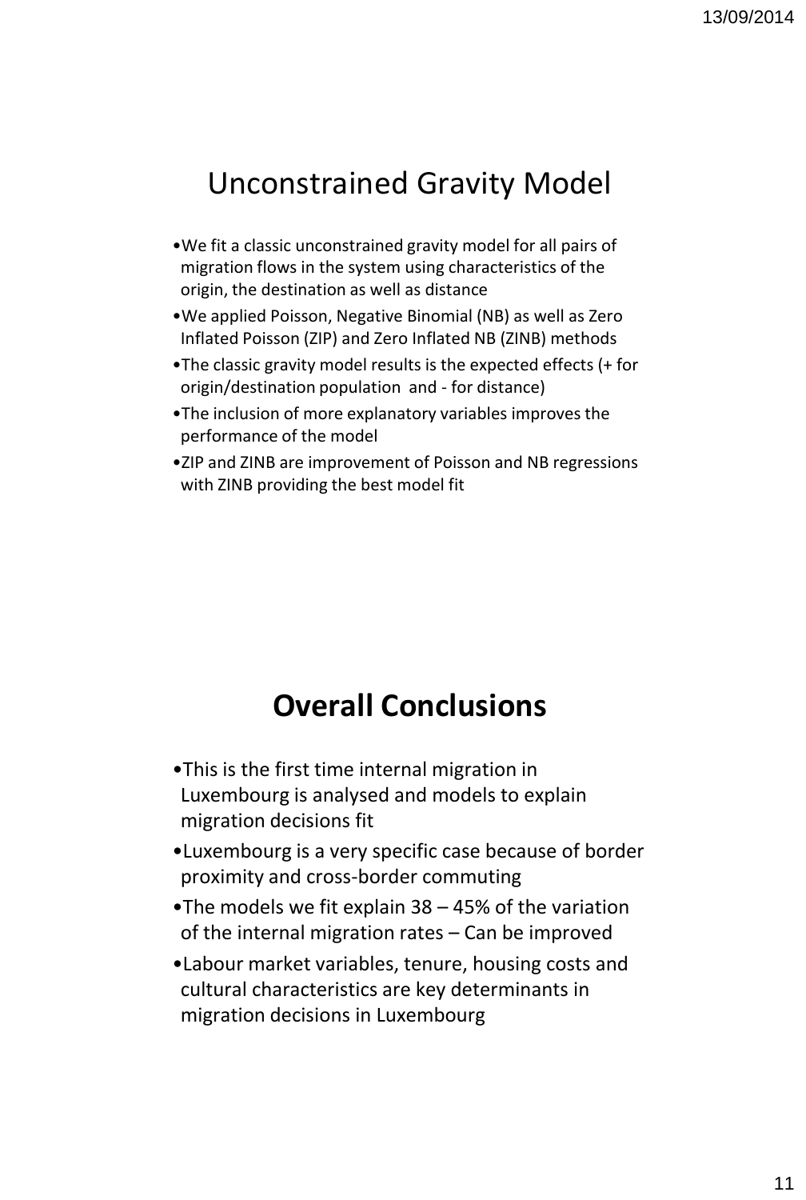# Unconstrained Gravity Model

- We fit a classic unconstrained gravity model for all pairs of migration flows in the system using characteristics of the origin, the destination as well as distance
- We applied Poisson, Negative Binomial (NB) as well as Zero Inflated Poisson (ZIP) and Zero Inflated NB (ZINB) methods
- The classic gravity model results is the expected effects (+ for origin/destination population and - for distance)
- The inclusion of more explanatory variables improves the performance of the model
- ZIP and ZINB are improvement of Poisson and NB regressions with ZINB providing the best model fit

# Overall Conclusions

- This is the first time internal migration in Luxembourg is analysed and models to explain migration decisions fit
- Luxembourg is a very specific case because of border proximity and cross-border commuting
- The models we fit explain 38 – 45% of the variation of the internal migration rates – Can be improved
- Labour market variables, tenure, housing costs and cultural characteristics are key determinants in migration decisions in Luxembourg